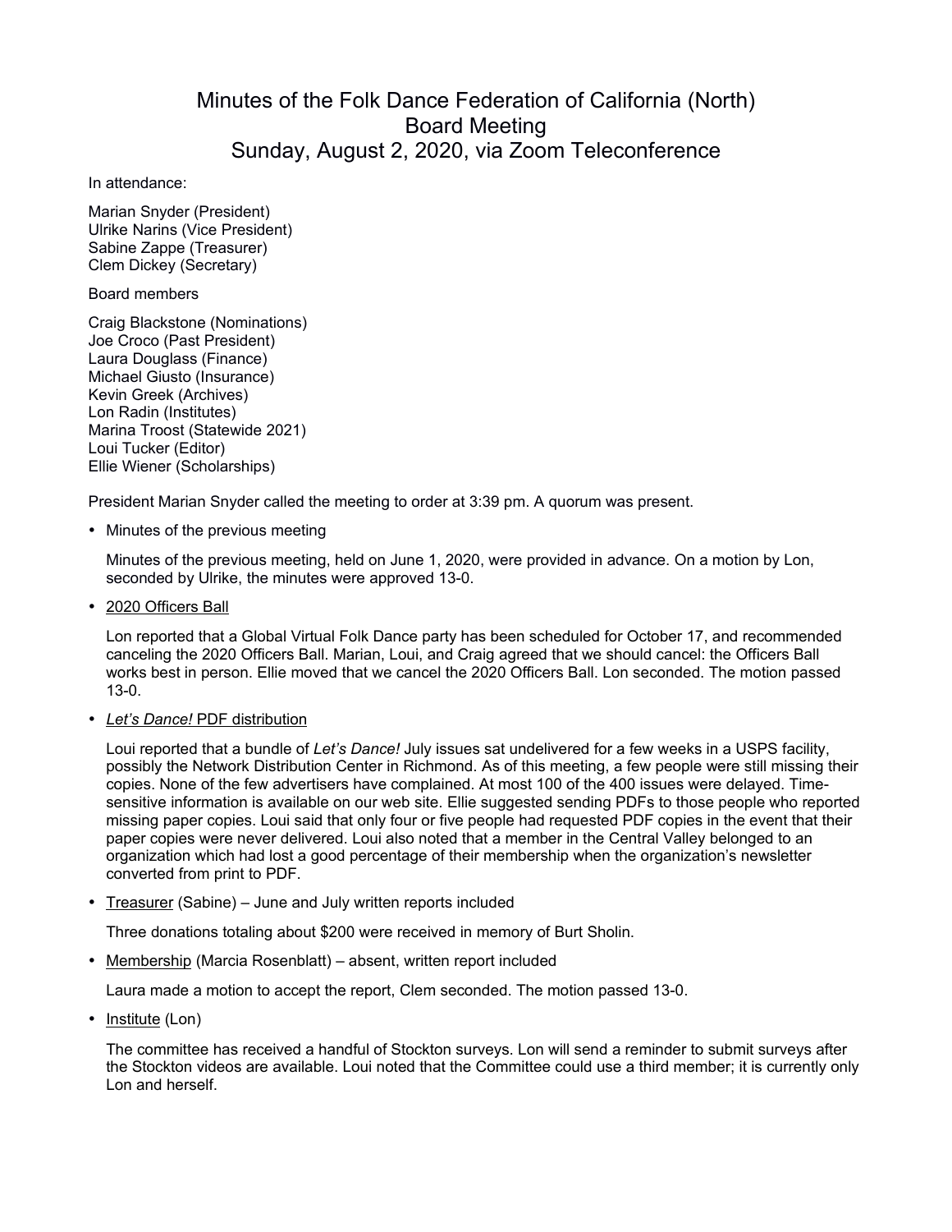# Minutes of the Folk Dance Federation of California (North) Board Meeting Sunday, August 2, 2020, via Zoom Teleconference

In attendance:

Marian Snyder (President)
Ulrike Narins (Vice President)
Sabine Zappe (Treasurer)
Clem Dickey (Secretary)

Board members

Craig Blackstone (Nominations)
Joe Croco (Past President)
Laura Douglass (Finance)
Michael Giusto (Insurance)
Kevin Greek (Archives)
Lon Radin (Institutes)
Marina Troost (Statewide 2021)
Loui Tucker (Editor)
Ellie Wiener (Scholarships)

President Marian Snyder called the meeting to order at 3:39 pm. A quorum was present.

- Minutes of the previous meeting

  Minutes of the previous meeting, held on June 1, 2020, were provided in advance. On a motion by Lon, seconded by Ulrike, the minutes were approved 13-0.

- <u>2020 Officers Ball</u>

  Lon reported that a Global Virtual Folk Dance party has been scheduled for October 17, and recommended canceling the 2020 Officers Ball. Marian, Loui, and Craig agreed that we should cancel: the Officers Ball works best in person. Ellie moved that we cancel the 2020 Officers Ball. Lon seconded. The motion passed 13-0.

- <u>*Let's Dance!* PDF distribution</u>

  Loui reported that a bundle of *Let's Dance!* July issues sat undelivered for a few weeks in a USPS facility, possibly the Network Distribution Center in Richmond. As of this meeting, a few people were still missing their copies. None of the few advertisers have complained. At most 100 of the 400 issues were delayed. Time-sensitive information is available on our web site. Ellie suggested sending PDFs to those people who reported missing paper copies. Loui said that only four or five people had requested PDF copies in the event that their paper copies were never delivered. Loui also noted that a member in the Central Valley belonged to an organization which had lost a good percentage of their membership when the organization's newsletter converted from print to PDF.

- <u>Treasurer</u> (Sabine) – June and July written reports included

  Three donations totaling about $200 were received in memory of Burt Sholin.

- <u>Membership</u> (Marcia Rosenblatt) – absent, written report included

  Laura made a motion to accept the report, Clem seconded. The motion passed 13-0.

- <u>Institute</u> (Lon)

  The committee has received a handful of Stockton surveys. Lon will send a reminder to submit surveys after the Stockton videos are available. Loui noted that the Committee could use a third member; it is currently only Lon and herself.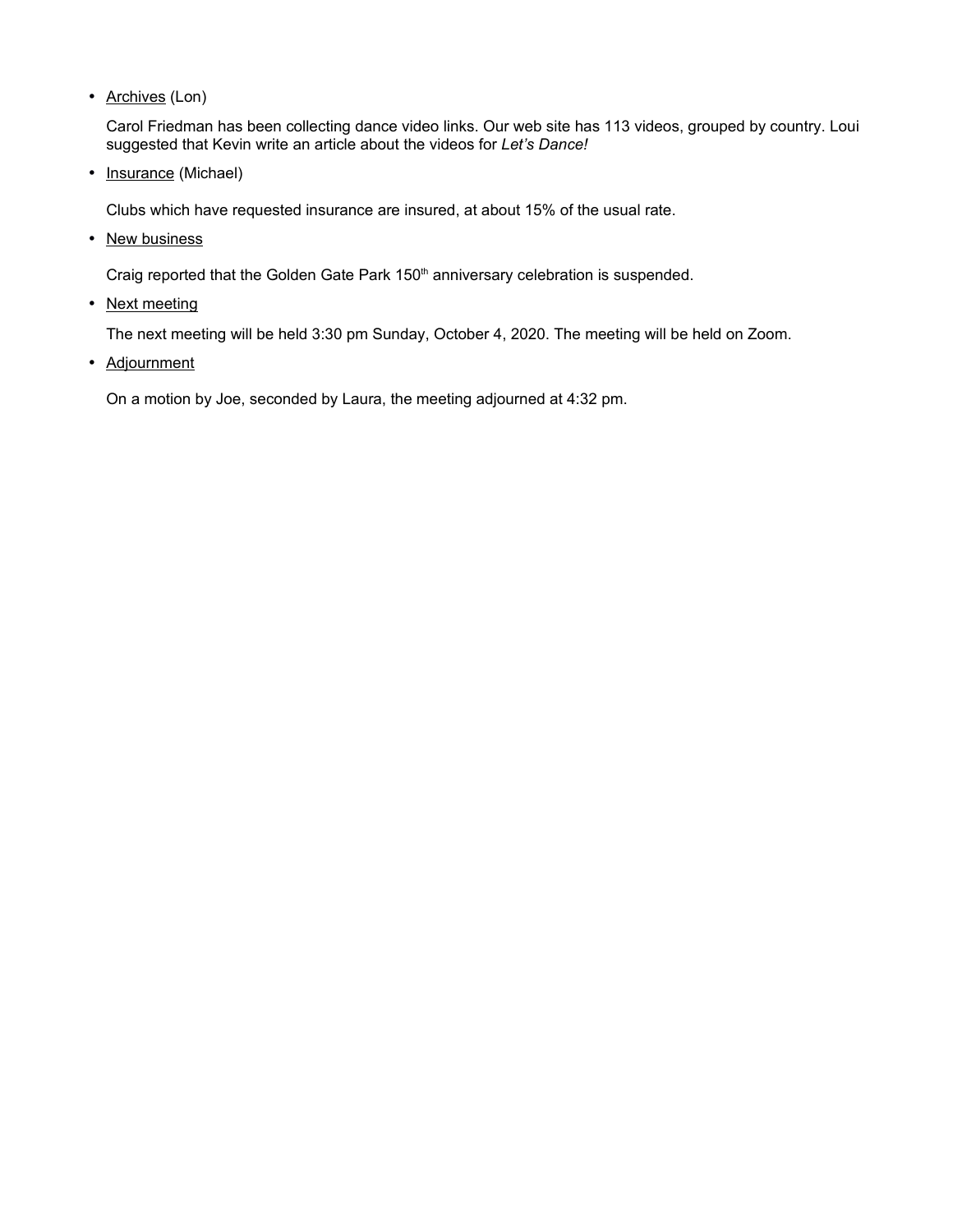- Archives (Lon)

  Carol Friedman has been collecting dance video links. Our web site has 113 videos, grouped by country. Loui suggested that Kevin write an article about the videos for *Let's Dance!*

- Insurance (Michael)

  Clubs which have requested insurance are insured, at about 15% of the usual rate.

- New business

  Craig reported that the Golden Gate Park 150th anniversary celebration is suspended.

- Next meeting

  The next meeting will be held 3:30 pm Sunday, October 4, 2020. The meeting will be held on Zoom.

- Adjournment

  On a motion by Joe, seconded by Laura, the meeting adjourned at 4:32 pm.